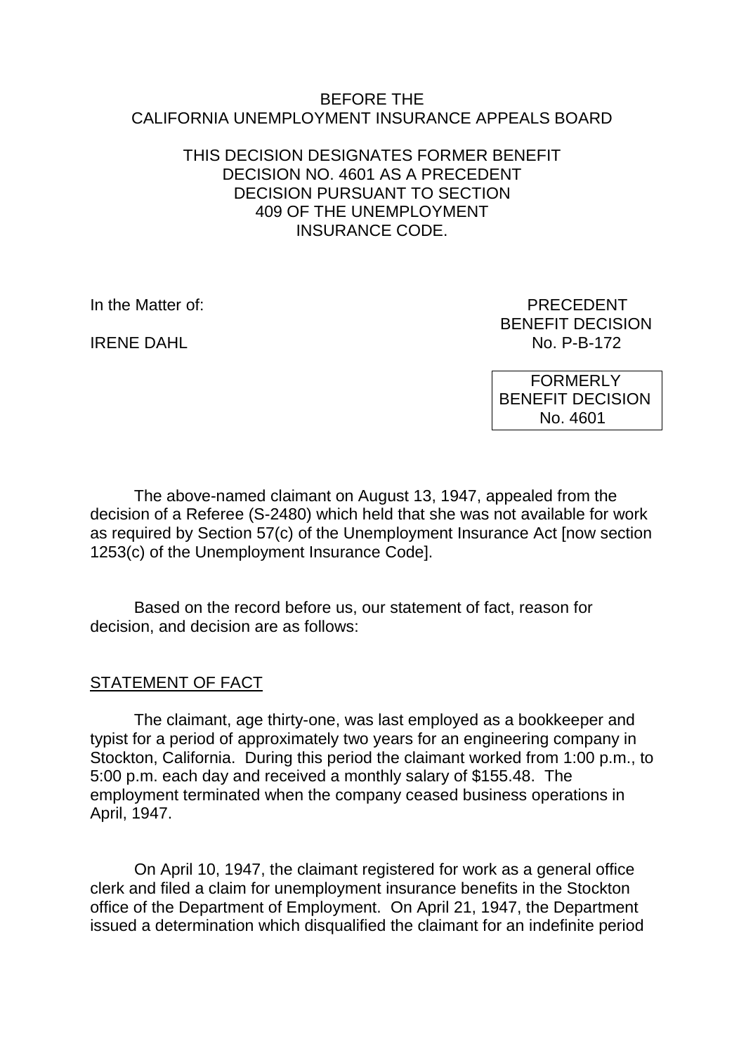BEFORE THE
CALIFORNIA UNEMPLOYMENT INSURANCE APPEALS BOARD

THIS DECISION DESIGNATES FORMER BENEFIT DECISION NO. 4601 AS A PRECEDENT DECISION PURSUANT TO SECTION 409 OF THE UNEMPLOYMENT INSURANCE CODE.

In the Matter of:

IRENE DAHL

PRECEDENT
BENEFIT DECISION
No. P-B-172

FORMERLY
BENEFIT DECISION
No. 4601

The above-named claimant on August 13, 1947, appealed from the decision of a Referee (S-2480) which held that she was not available for work as required by Section 57(c) of the Unemployment Insurance Act [now section 1253(c) of the Unemployment Insurance Code].

Based on the record before us, our statement of fact, reason for decision, and decision are as follows:

STATEMENT OF FACT

The claimant, age thirty-one, was last employed as a bookkeeper and typist for a period of approximately two years for an engineering company in Stockton, California. During this period the claimant worked from 1:00 p.m., to 5:00 p.m. each day and received a monthly salary of $155.48. The employment terminated when the company ceased business operations in April, 1947.

On April 10, 1947, the claimant registered for work as a general office clerk and filed a claim for unemployment insurance benefits in the Stockton office of the Department of Employment. On April 21, 1947, the Department issued a determination which disqualified the claimant for an indefinite period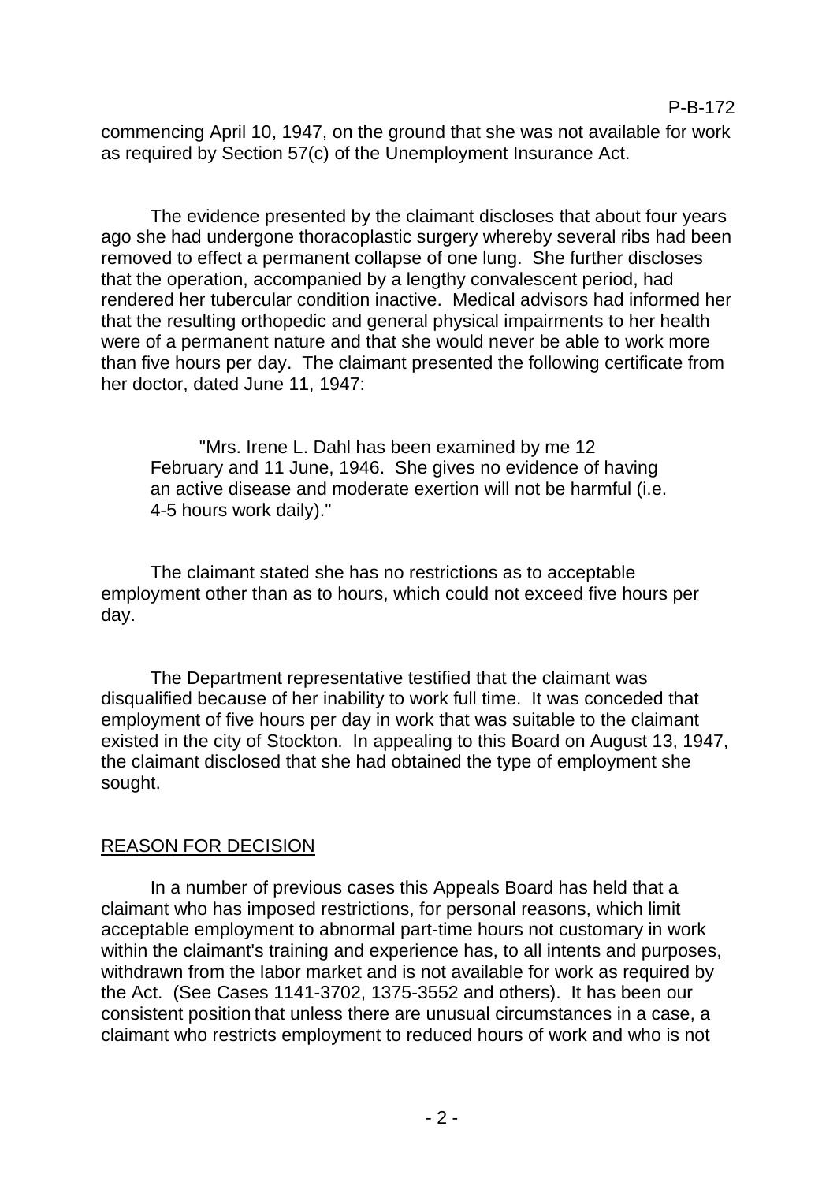commencing April 10, 1947, on the ground that she was not available for work as required by Section 57(c) of the Unemployment Insurance Act.

The evidence presented by the claimant discloses that about four years ago she had undergone thoracoplastic surgery whereby several ribs had been removed to effect a permanent collapse of one lung. She further discloses that the operation, accompanied by a lengthy convalescent period, had rendered her tubercular condition inactive. Medical advisors had informed her that the resulting orthopedic and general physical impairments to her health were of a permanent nature and that she would never be able to work more than five hours per day. The claimant presented the following certificate from her doctor, dated June 11, 1947:

> "Mrs. Irene L. Dahl has been examined by me 12 February and 11 June, 1946. She gives no evidence of having an active disease and moderate exertion will not be harmful (i.e. 4-5 hours work daily)."

The claimant stated she has no restrictions as to acceptable employment other than as to hours, which could not exceed five hours per day.

The Department representative testified that the claimant was disqualified because of her inability to work full time. It was conceded that employment of five hours per day in work that was suitable to the claimant existed in the city of Stockton. In appealing to this Board on August 13, 1947, the claimant disclosed that she had obtained the type of employment she sought.

## REASON FOR DECISION

In a number of previous cases this Appeals Board has held that a claimant who has imposed restrictions, for personal reasons, which limit acceptable employment to abnormal part-time hours not customary in work within the claimant's training and experience has, to all intents and purposes, withdrawn from the labor market and is not available for work as required by the Act. (See Cases 1141-3702, 1375-3552 and others). It has been our consistent position that unless there are unusual circumstances in a case, a claimant who restricts employment to reduced hours of work and who is not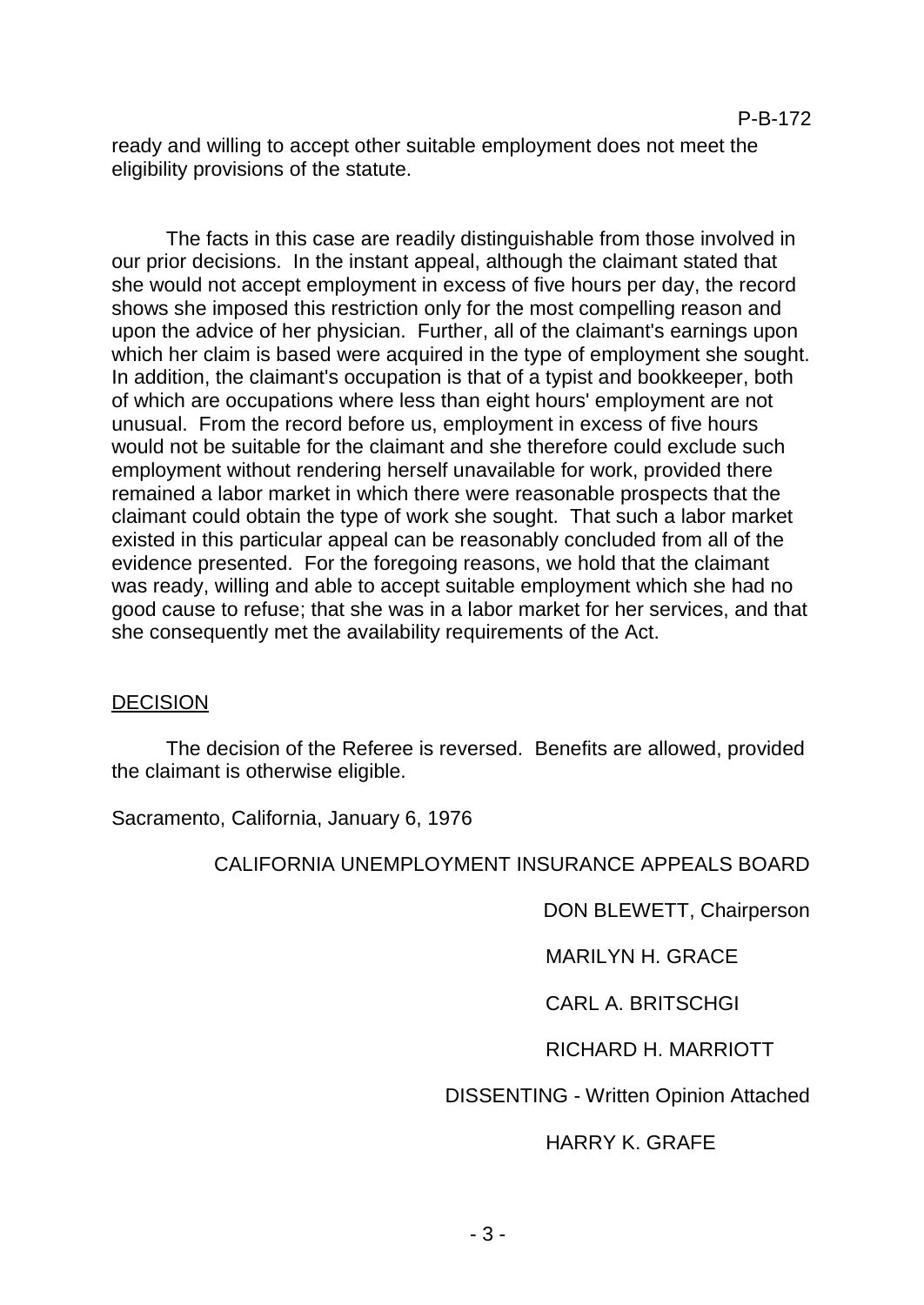ready and willing to accept other suitable employment does not meet the eligibility provisions of the statute.

The facts in this case are readily distinguishable from those involved in our prior decisions. In the instant appeal, although the claimant stated that she would not accept employment in excess of five hours per day, the record shows she imposed this restriction only for the most compelling reason and upon the advice of her physician. Further, all of the claimant's earnings upon which her claim is based were acquired in the type of employment she sought. In addition, the claimant's occupation is that of a typist and bookkeeper, both of which are occupations where less than eight hours' employment are not unusual. From the record before us, employment in excess of five hours would not be suitable for the claimant and she therefore could exclude such employment without rendering herself unavailable for work, provided there remained a labor market in which there were reasonable prospects that the claimant could obtain the type of work she sought. That such a labor market existed in this particular appeal can be reasonably concluded from all of the evidence presented. For the foregoing reasons, we hold that the claimant was ready, willing and able to accept suitable employment which she had no good cause to refuse; that she was in a labor market for her services, and that she consequently met the availability requirements of the Act.

## DECISION

The decision of the Referee is reversed. Benefits are allowed, provided the claimant is otherwise eligible.

Sacramento, California, January 6, 1976

CALIFORNIA UNEMPLOYMENT INSURANCE APPEALS BOARD

DON BLEWETT, Chairperson

MARILYN H. GRACE

CARL A. BRITSCHGI

RICHARD H. MARRIOTT

DISSENTING - Written Opinion Attached

HARRY K. GRAFE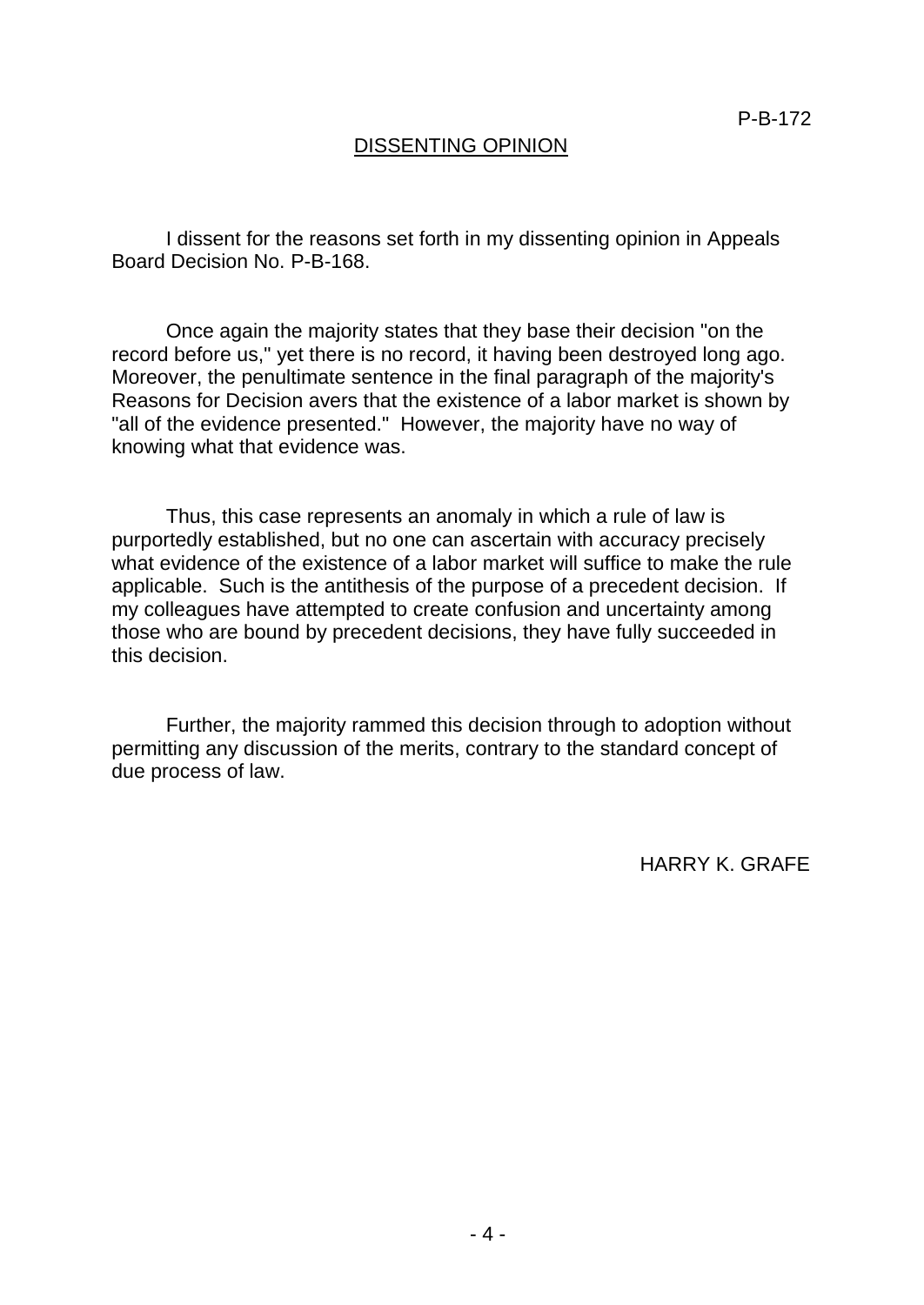P-B-172

## DISSENTING OPINION

I dissent for the reasons set forth in my dissenting opinion in Appeals Board Decision No. P-B-168.

Once again the majority states that they base their decision "on the record before us," yet there is no record, it having been destroyed long ago. Moreover, the penultimate sentence in the final paragraph of the majority's Reasons for Decision avers that the existence of a labor market is shown by "all of the evidence presented." However, the majority have no way of knowing what that evidence was.

Thus, this case represents an anomaly in which a rule of law is purportedly established, but no one can ascertain with accuracy precisely what evidence of the existence of a labor market will suffice to make the rule applicable. Such is the antithesis of the purpose of a precedent decision. If my colleagues have attempted to create confusion and uncertainty among those who are bound by precedent decisions, they have fully succeeded in this decision.

Further, the majority rammed this decision through to adoption without permitting any discussion of the merits, contrary to the standard concept of due process of law.

HARRY K. GRAFE